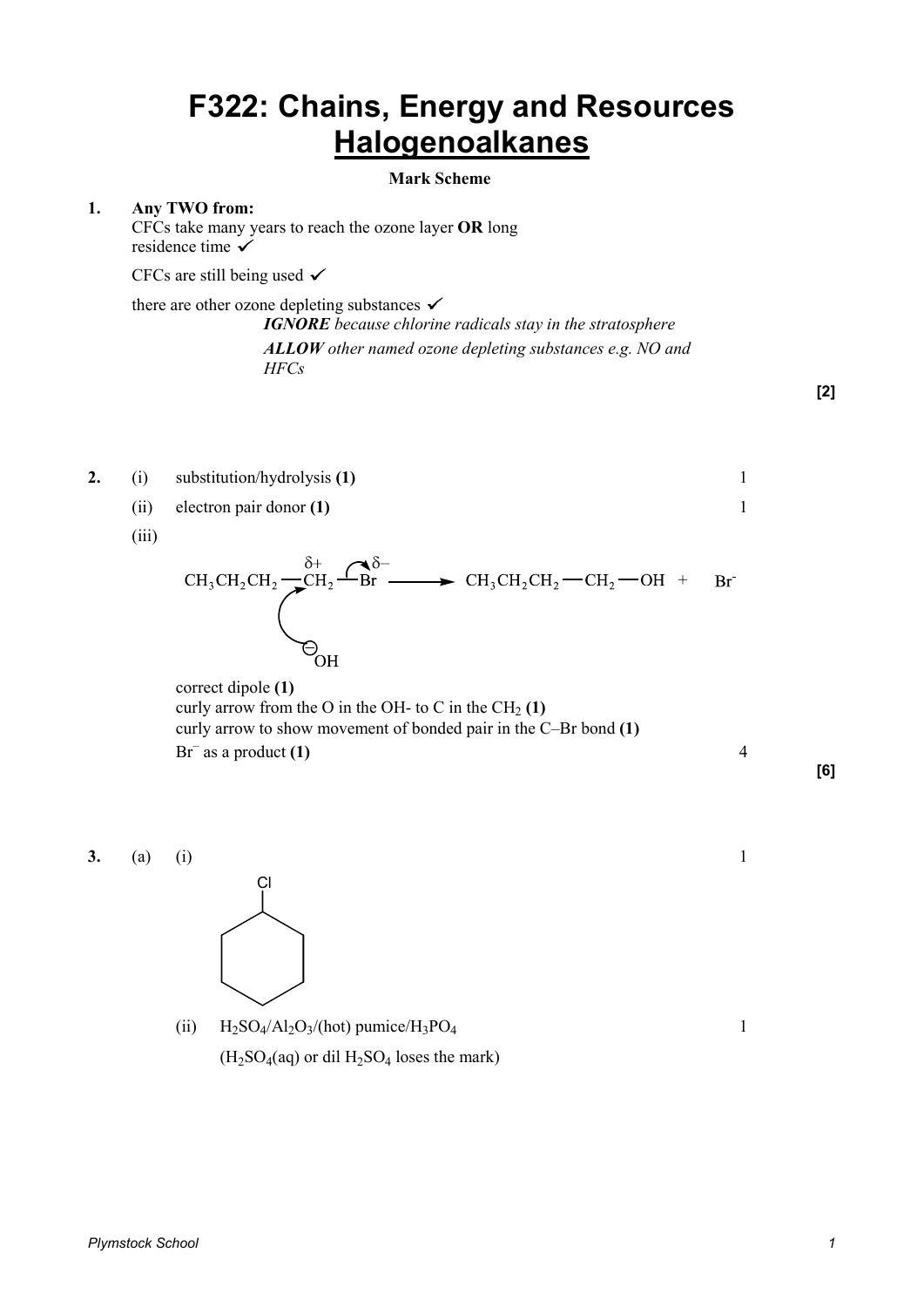# F322: Chains, Energy and Resources
# Halogenoalkanes

**Mark Scheme**

**1.** **Any TWO from:**

CFCs take many years to reach the ozone layer **OR** long residence time ✓

CFCs are still being used ✓

there are other ozone depleting substances ✓

***IGNORE** because chlorine radicals stay in the stratosphere*

***ALLOW** other named ozone depleting substances e.g. NO and HFCs*

**[2]**

**2.** (i) substitution/hydrolysis **(1)** — 1

(ii) electron pair donor **(1)** — 1

(iii)

$$CH_3CH_2CH_2-\overset{\delta+}{CH_2}-\overset{\delta-}{Br} + {}^{-}OH \longrightarrow CH_3CH_2CH_2-CH_2-OH + Br^-$$

correct dipole **(1)**
curly arrow from the O in the OH- to C in the $CH_2$ **(1)**
curly arrow to show movement of bonded pair in the C–Br bond **(1)**
$Br^-$ as a product **(1)** — 4

**[6]**

**3.** (a) (i) — 1

Cl

(ii) $H_2SO_4/Al_2O_3$/(hot) pumice/$H_3PO_4$ — 1

($H_2SO_4$(aq) or dil $H_2SO_4$ loses the mark)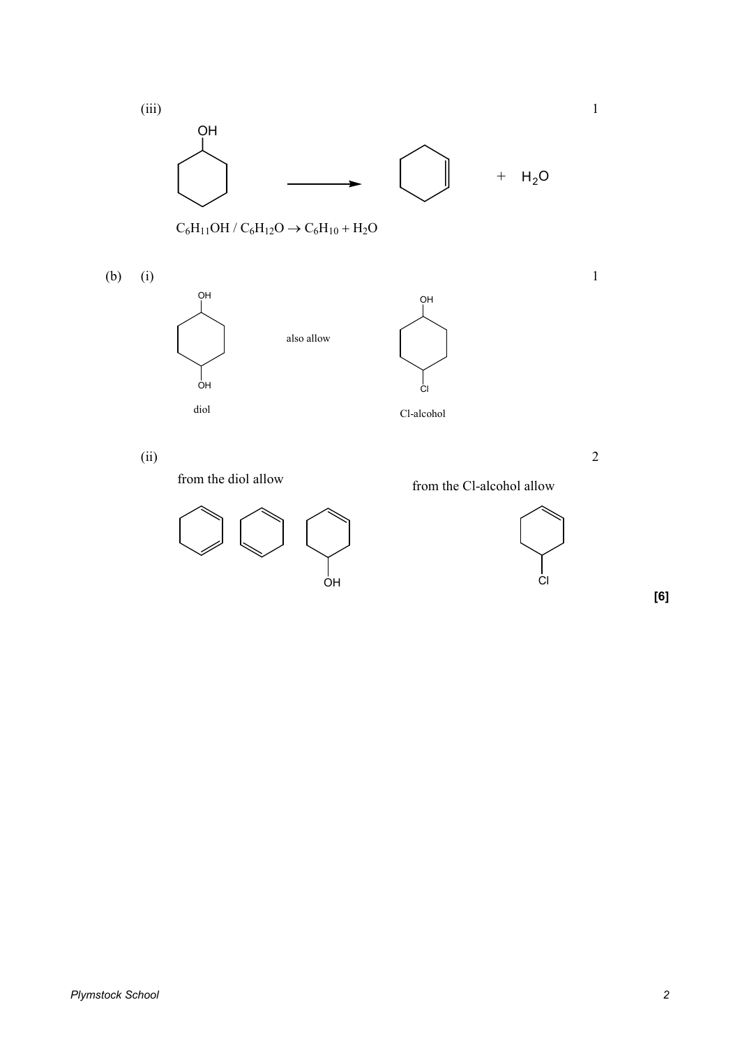(iii) 1

$C_6H_{11}OH$ / $C_6H_{12}O \rightarrow C_6H_{10} + H_2O$

(b) (i) 1

diol

also allow

Cl-alcohol

(ii) 2

from the diol allow

from the Cl-alcohol allow

**[6]**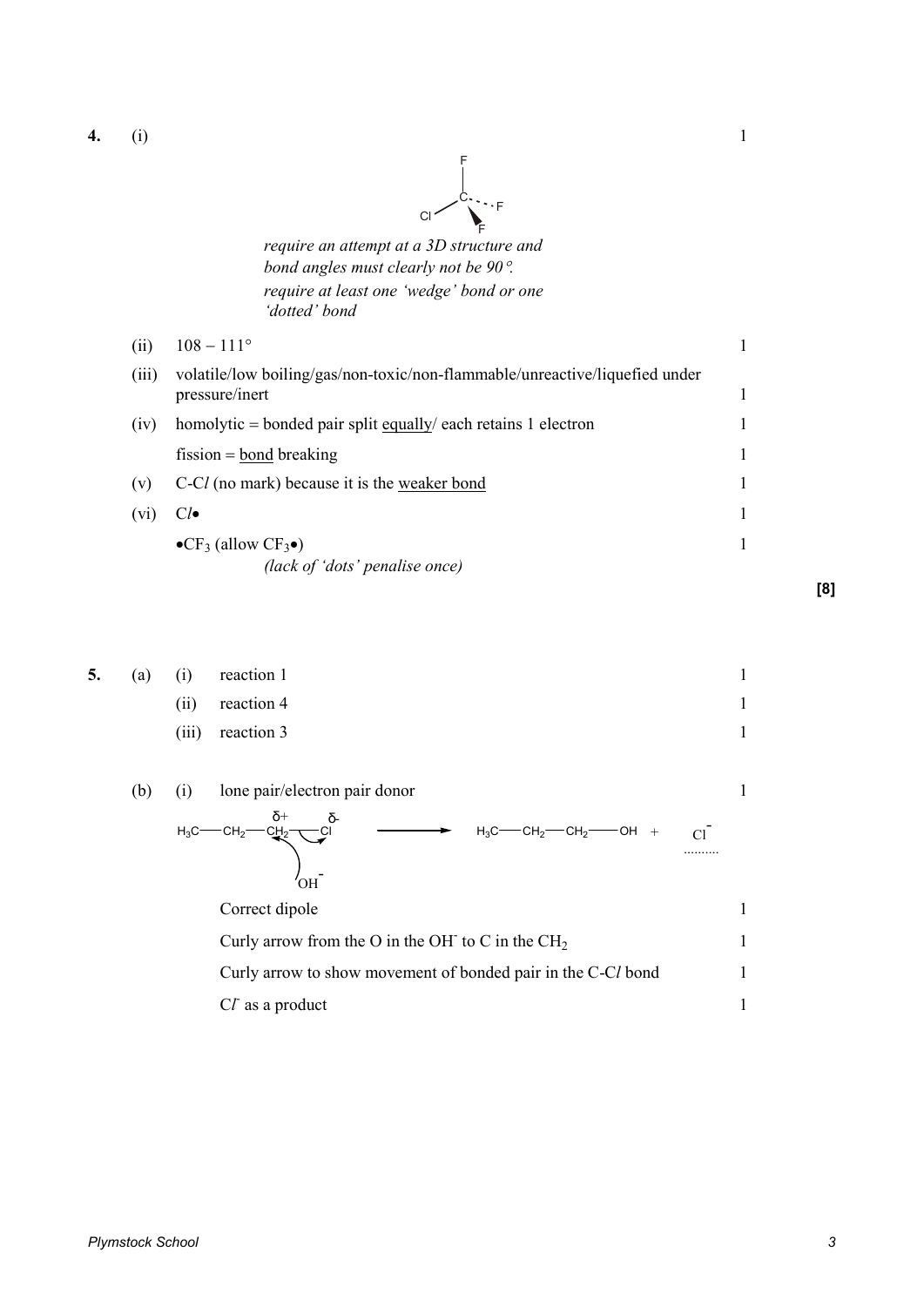**4.** (i) — 1

(Structure: C at centre bonded to F (top), Cl, F (dotted), F (wedge))

*require an attempt at a 3D structure and bond angles must clearly not be 90°.*
*require at least one 'wedge' bond or one 'dotted' bond*

(ii) 108 – 111° — 1

(iii) volatile/low boiling/gas/non-toxic/non-flammable/unreactive/liquefied under pressure/inert — 1

(iv) homolytic = bonded pair split equally/ each retains 1 electron — 1

fission = bond breaking — 1

(v) C-C*l* (no mark) because it is the weaker bond — 1

(vi) C*l*• — 1

•$CF_3$ (allow $CF_3$•) — 1

*(lack of 'dots' penalise once)*

**[8]**

**5.** (a) (i) reaction 1 — 1

(ii) reaction 4 — 1

(iii) reaction 3 — 1

(b) (i) lone pair/electron pair donor — 1

$H_3C—CH_2—\overset{\delta+}{CH_2}—\overset{\delta-}{Cl}$ + $OH^-$ ⟶ $H_3C—CH_2—CH_2—OH$ + $Cl^-$

Correct dipole — 1

Curly arrow from the O in the $OH^-$ to C in the $CH_2$ — 1

Curly arrow to show movement of bonded pair in the C-C*l* bond — 1

$Cl^-$ as a product — 1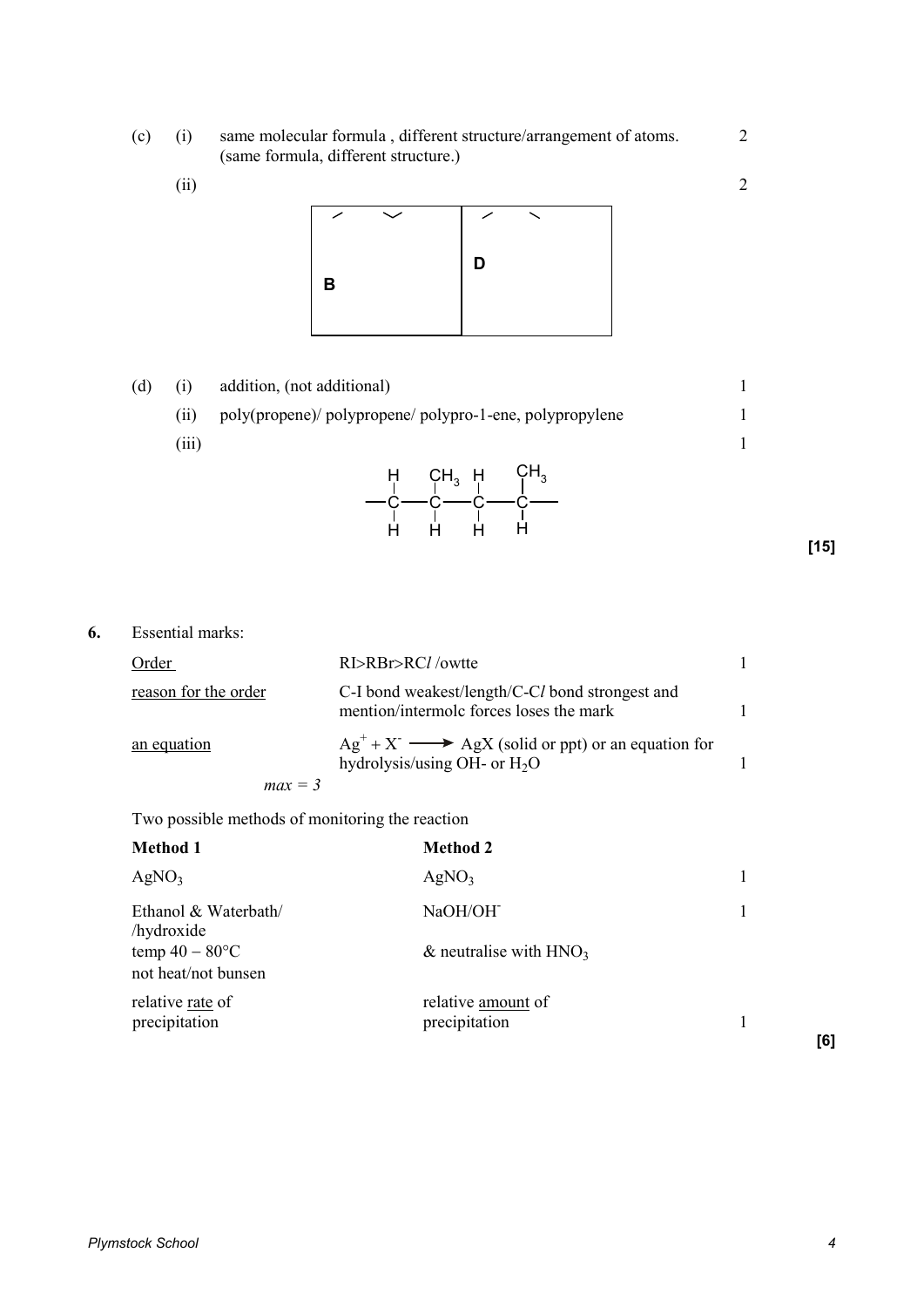(c) (i) same molecular formula , different structure/arrangement of atoms. (same formula, different structure.) — 2

(ii) — 2

| B | D |
|---|---|
|   |   |

(d) (i) addition, (not additional) — 1

(ii) poly(propene)/ polypropene/ polypro-1-ene, polypropylene — 1

(iii) — 1

```
    H   CH3  H   CH3
    |    |   |    |
  — C —— C —— C —— C —
    |    |   |    |
    H    H   H    H
```

**[15]**

**6.** Essential marks:

| | | |
|---|---|---|
| Order | RI>RBr>RC*l* /owtte | 1 |
| reason for the order | C-I bond weakest/length/C-C*l* bond strongest and mention/intermolc forces loses the mark | 1 |
| an equation | $Ag^+ + X^- \longrightarrow AgX$ (solid or ppt) or an equation for hydrolysis/using OH- or $H_2O$ | 1 |

*max = 3*

Two possible methods of monitoring the reaction

| **Method 1** | **Method 2** | |
|---|---|---|
| $AgNO_3$ | $AgNO_3$ | 1 |
| Ethanol & Waterbath/ /hydroxide temp 40 – 80°C not heat/not bunsen | NaOH/$OH^-$ & neutralise with $HNO_3$ | 1 |
| relative rate of precipitation | relative amount of precipitation | 1 |

**[6]**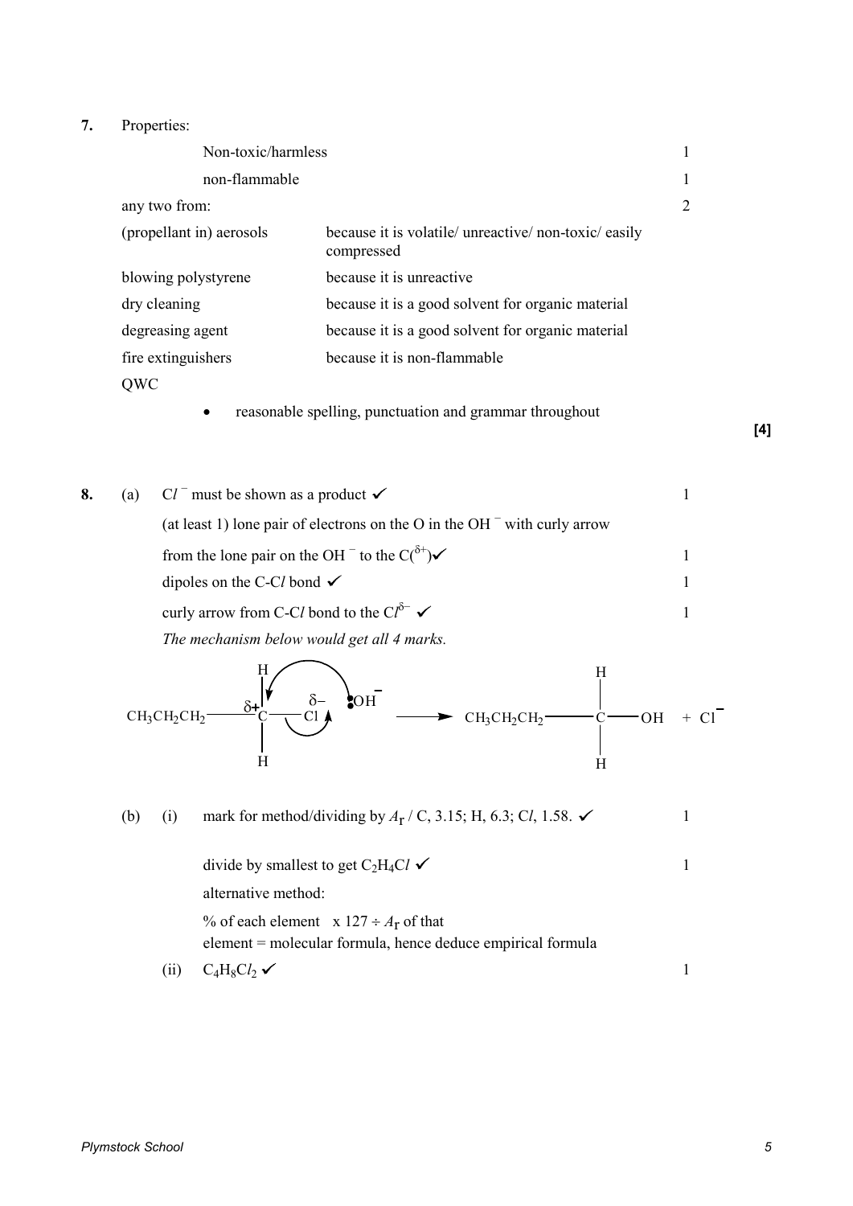**7.** Properties:

| | | |
|---|---|---|
| Non-toxic/harmless | | 1 |
| non-flammable | | 1 |
| any two from: | | 2 |
| (propellant in) aerosols | because it is volatile/ unreactive/ non-toxic/ easily compressed | |
| blowing polystyrene | because it is unreactive | |
| dry cleaning | because it is a good solvent for organic material | |
| degreasing agent | because it is a good solvent for organic material | |
| fire extinguishers | because it is non-flammable | |

QWC

- reasonable spelling, punctuation and grammar throughout

**[4]**

**8.** (a) $Cl^-$ must be shown as a product ✓ 1

(at least 1) lone pair of electrons on the O in the $OH^-$ with curly arrow from the lone pair on the $OH^-$ to the $C(^{\delta+})$ ✓ 1

dipoles on the C-C*l* bond ✓ 1

curly arrow from C-C*l* bond to the $Cl^{\delta-}$ ✓ 1

*The mechanism below would get all 4 marks.*

$$CH_3CH_2CH_2-\overset{\delta+}{C}H_2-\overset{\delta-}{Cl} + {:}OH^- \longrightarrow CH_3CH_2CH_2-CH_2-OH + Cl^-$$

(b) (i) mark for method/dividing by $A_r$ / C, 3.15; H, 6.3; C*l*, 1.58. ✓ 1

divide by smallest to get $C_2H_4Cl$ ✓ 1

alternative method:

% of each element x 127 ÷ $A_r$ of that element = molecular formula, hence deduce empirical formula

(ii) $C_4H_8Cl_2$ ✓ 1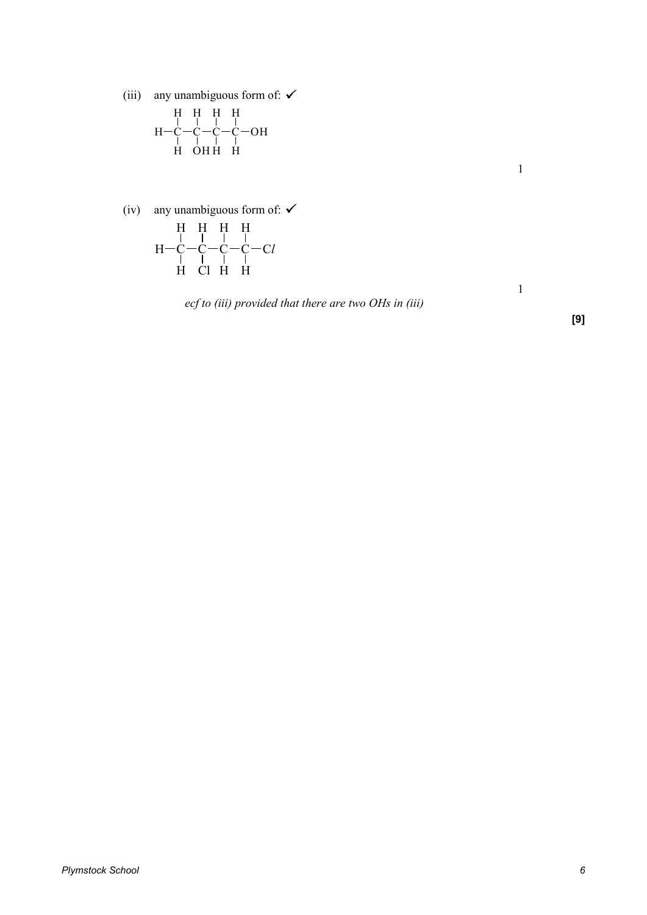(iii) any unambiguous form of: ✓

```
     H   H   H   H
     |   |   |   |
 H — C — C — C — C — OH
     |   |   |   |
     H   OH  H   H
```

1

(iv) any unambiguous form of: ✓

```
     H   H   H   H
     |   |   |   |
 H — C — C — C — C — Cl
     |   |   |   |
     H   Cl  H   H
```

1

*ecf to (iii) provided that there are two OHs in (iii)*

**[9]**